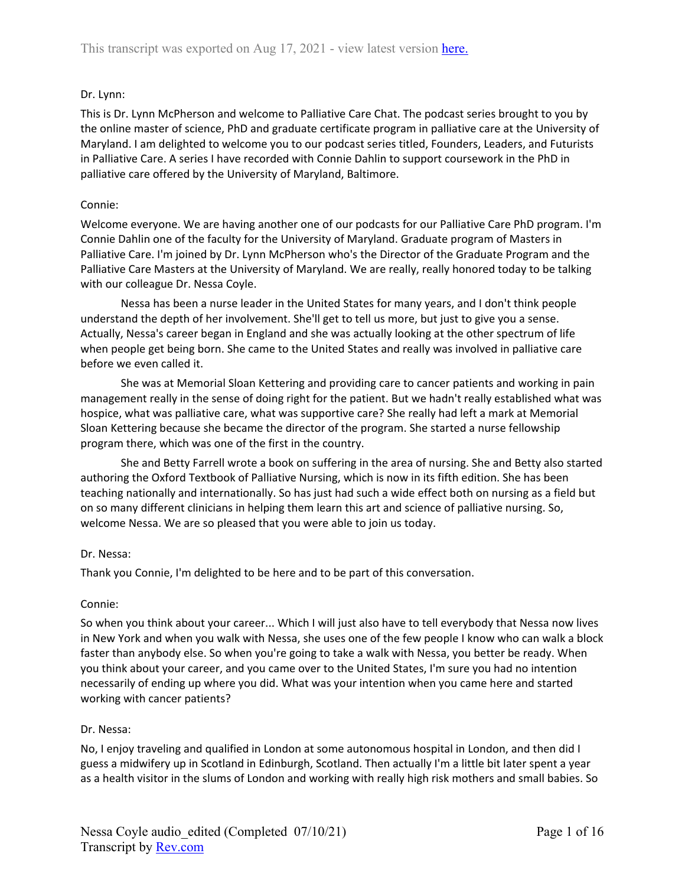This transcript was exported on Aug 17, 2021 - view latest version here.

Dr. Lynn:

This is Dr. Lynn McPherson and welcome to Palliative Care Chat. The podcast series brought to you by the online master of science, PhD and graduate certificate program in palliative care at the University of Maryland. I am delighted to welcome you to our podcast series titled, Founders, Leaders, and Futurists in Palliative Care. A series I have recorded with Connie Dahlin to support coursework in the PhD in palliative care offered by the University of Maryland, Baltimore.

Connie:

Welcome everyone. We are having another one of our podcasts for our Palliative Care PhD program. I'm Connie Dahlin one of the faculty for the University of Maryland. Graduate program of Masters in Palliative Care. I'm joined by Dr. Lynn McPherson who's the Director of the Graduate Program and the Palliative Care Masters at the University of Maryland. We are really, really honored today to be talking with our colleague Dr. Nessa Coyle.

Nessa has been a nurse leader in the United States for many years, and I don't think people understand the depth of her involvement. She'll get to tell us more, but just to give you a sense. Actually, Nessa's career began in England and she was actually looking at the other spectrum of life when people get being born. She came to the United States and really was involved in palliative care before we even called it.

She was at Memorial Sloan Kettering and providing care to cancer patients and working in pain management really in the sense of doing right for the patient. But we hadn't really established what was hospice, what was palliative care, what was supportive care? She really had left a mark at Memorial Sloan Kettering because she became the director of the program. She started a nurse fellowship program there, which was one of the first in the country.

She and Betty Farrell wrote a book on suffering in the area of nursing. She and Betty also started authoring the Oxford Textbook of Palliative Nursing, which is now in its fifth edition. She has been teaching nationally and internationally. So has just had such a wide effect both on nursing as a field but on so many different clinicians in helping them learn this art and science of palliative nursing. So, welcome Nessa. We are so pleased that you were able to join us today.

Dr. Nessa:

Thank you Connie, I'm delighted to be here and to be part of this conversation.

Connie:

So when you think about your career... Which I will just also have to tell everybody that Nessa now lives in New York and when you walk with Nessa, she uses one of the few people I know who can walk a block faster than anybody else. So when you're going to take a walk with Nessa, you better be ready. When you think about your career, and you came over to the United States, I'm sure you had no intention necessarily of ending up where you did. What was your intention when you came here and started working with cancer patients?

Dr. Nessa:

No, I enjoy traveling and qualified in London at some autonomous hospital in London, and then did I guess a midwifery up in Scotland in Edinburgh, Scotland. Then actually I'm a little bit later spent a year as a health visitor in the slums of London and working with really high risk mothers and small babies. So

Nessa Coyle audio_edited (Completed 07/10/21)
Transcript by Rev.com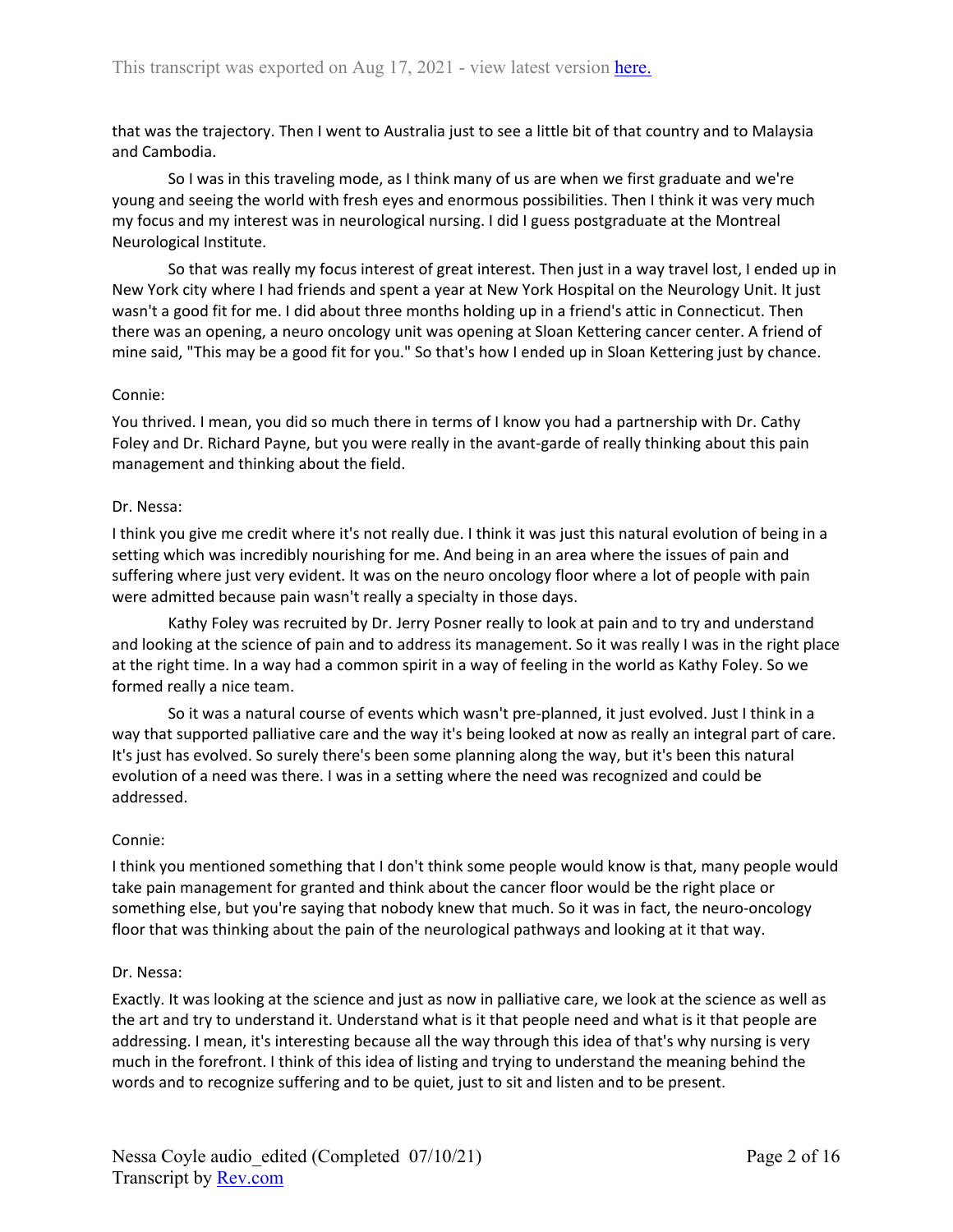that was the trajectory. Then I went to Australia just to see a little bit of that country and to Malaysia and Cambodia.

So I was in this traveling mode, as I think many of us are when we first graduate and we're young and seeing the world with fresh eyes and enormous possibilities. Then I think it was very much my focus and my interest was in neurological nursing. I did I guess postgraduate at the Montreal Neurological Institute.

So that was really my focus interest of great interest. Then just in a way travel lost, I ended up in New York city where I had friends and spent a year at New York Hospital on the Neurology Unit. It just wasn't a good fit for me. I did about three months holding up in a friend's attic in Connecticut. Then there was an opening, a neuro oncology unit was opening at Sloan Kettering cancer center. A friend of mine said, "This may be a good fit for you." So that's how I ended up in Sloan Kettering just by chance.

Connie:

You thrived. I mean, you did so much there in terms of I know you had a partnership with Dr. Cathy Foley and Dr. Richard Payne, but you were really in the avant-garde of really thinking about this pain management and thinking about the field.

Dr. Nessa:

I think you give me credit where it's not really due. I think it was just this natural evolution of being in a setting which was incredibly nourishing for me. And being in an area where the issues of pain and suffering where just very evident. It was on the neuro oncology floor where a lot of people with pain were admitted because pain wasn't really a specialty in those days.

Kathy Foley was recruited by Dr. Jerry Posner really to look at pain and to try and understand and looking at the science of pain and to address its management. So it was really I was in the right place at the right time. In a way had a common spirit in a way of feeling in the world as Kathy Foley. So we formed really a nice team.

So it was a natural course of events which wasn't pre-planned, it just evolved. Just I think in a way that supported palliative care and the way it's being looked at now as really an integral part of care. It's just has evolved. So surely there's been some planning along the way, but it's been this natural evolution of a need was there. I was in a setting where the need was recognized and could be addressed.

Connie:

I think you mentioned something that I don't think some people would know is that, many people would take pain management for granted and think about the cancer floor would be the right place or something else, but you're saying that nobody knew that much. So it was in fact, the neuro-oncology floor that was thinking about the pain of the neurological pathways and looking at it that way.

Dr. Nessa:

Exactly. It was looking at the science and just as now in palliative care, we look at the science as well as the art and try to understand it. Understand what is it that people need and what is it that people are addressing. I mean, it's interesting because all the way through this idea of that's why nursing is very much in the forefront. I think of this idea of listing and trying to understand the meaning behind the words and to recognize suffering and to be quiet, just to sit and listen and to be present.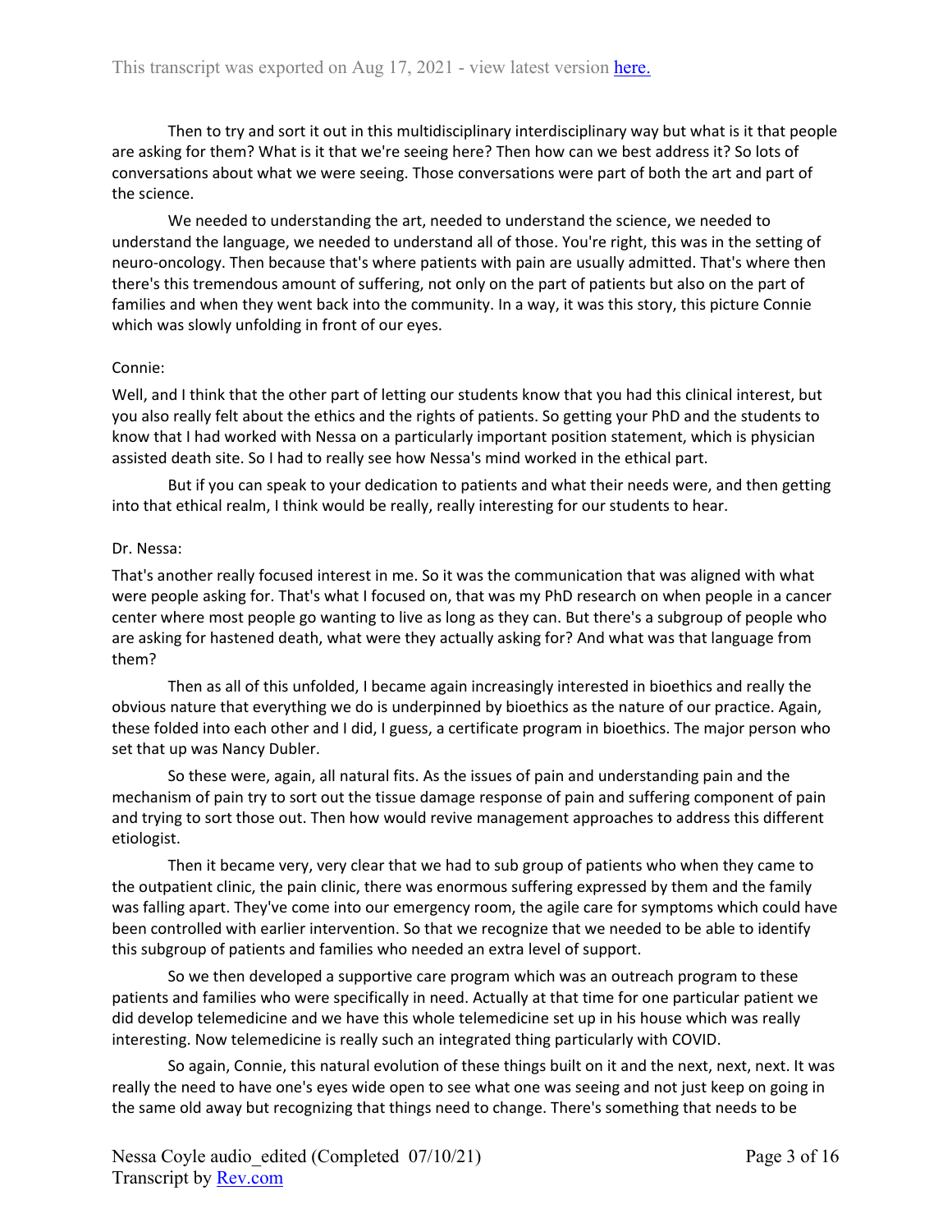Then to try and sort it out in this multidisciplinary interdisciplinary way but what is it that people are asking for them? What is it that we're seeing here? Then how can we best address it? So lots of conversations about what we were seeing. Those conversations were part of both the art and part of the science.

We needed to understanding the art, needed to understand the science, we needed to understand the language, we needed to understand all of those. You're right, this was in the setting of neuro-oncology. Then because that's where patients with pain are usually admitted. That's where then there's this tremendous amount of suffering, not only on the part of patients but also on the part of families and when they went back into the community. In a way, it was this story, this picture Connie which was slowly unfolding in front of our eyes.

Connie:

Well, and I think that the other part of letting our students know that you had this clinical interest, but you also really felt about the ethics and the rights of patients. So getting your PhD and the students to know that I had worked with Nessa on a particularly important position statement, which is physician assisted death site. So I had to really see how Nessa's mind worked in the ethical part.

But if you can speak to your dedication to patients and what their needs were, and then getting into that ethical realm, I think would be really, really interesting for our students to hear.

Dr. Nessa:

That's another really focused interest in me. So it was the communication that was aligned with what were people asking for. That's what I focused on, that was my PhD research on when people in a cancer center where most people go wanting to live as long as they can. But there's a subgroup of people who are asking for hastened death, what were they actually asking for? And what was that language from them?

Then as all of this unfolded, I became again increasingly interested in bioethics and really the obvious nature that everything we do is underpinned by bioethics as the nature of our practice. Again, these folded into each other and I did, I guess, a certificate program in bioethics. The major person who set that up was Nancy Dubler.

So these were, again, all natural fits. As the issues of pain and understanding pain and the mechanism of pain try to sort out the tissue damage response of pain and suffering component of pain and trying to sort those out. Then how would revive management approaches to address this different etiologist.

Then it became very, very clear that we had to sub group of patients who when they came to the outpatient clinic, the pain clinic, there was enormous suffering expressed by them and the family was falling apart. They've come into our emergency room, the agile care for symptoms which could have been controlled with earlier intervention. So that we recognize that we needed to be able to identify this subgroup of patients and families who needed an extra level of support.

So we then developed a supportive care program which was an outreach program to these patients and families who were specifically in need. Actually at that time for one particular patient we did develop telemedicine and we have this whole telemedicine set up in his house which was really interesting. Now telemedicine is really such an integrated thing particularly with COVID.

So again, Connie, this natural evolution of these things built on it and the next, next, next. It was really the need to have one's eyes wide open to see what one was seeing and not just keep on going in the same old away but recognizing that things need to change. There's something that needs to be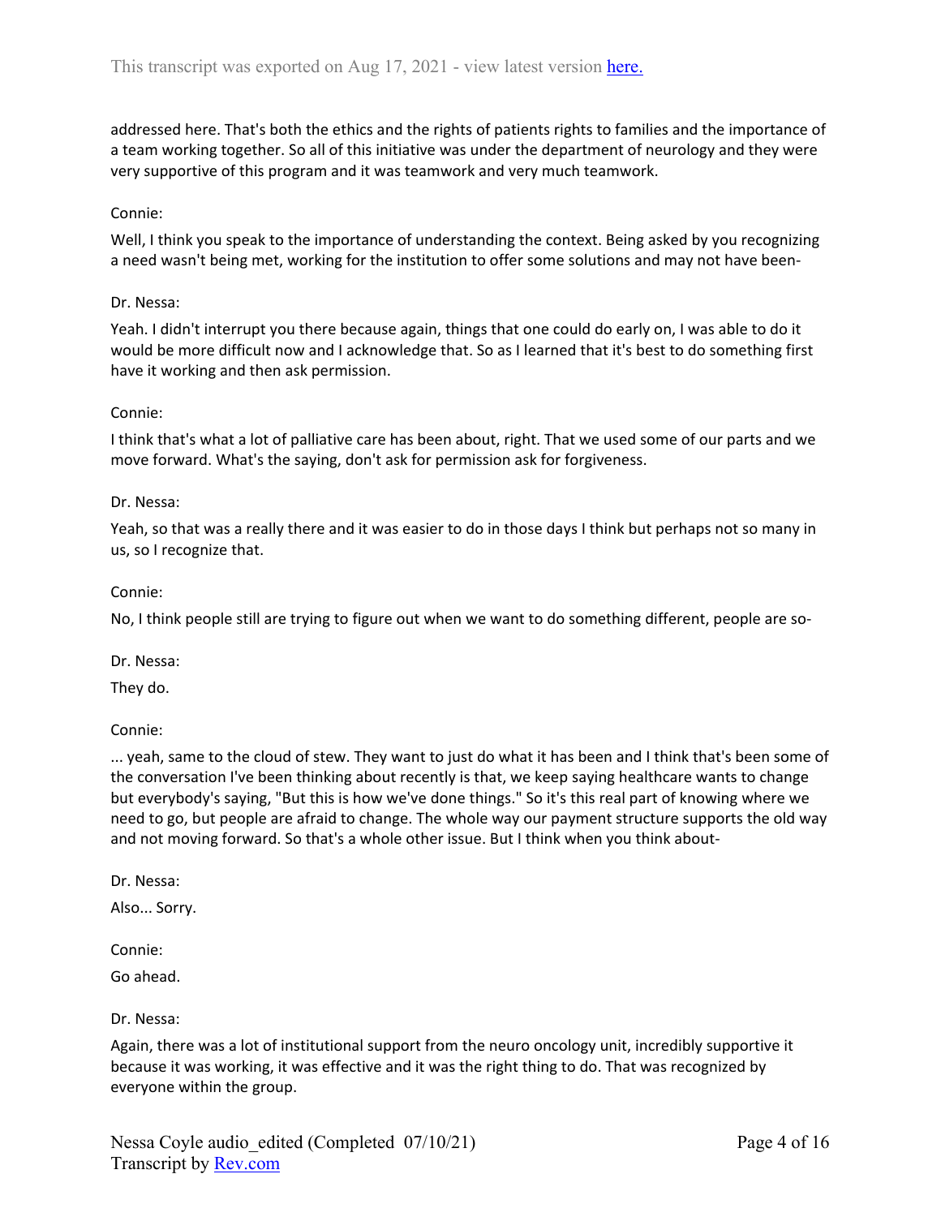addressed here. That's both the ethics and the rights of patients rights to families and the importance of a team working together. So all of this initiative was under the department of neurology and they were very supportive of this program and it was teamwork and very much teamwork.

Connie:

Well, I think you speak to the importance of understanding the context. Being asked by you recognizing a need wasn't being met, working for the institution to offer some solutions and may not have been-

Dr. Nessa:

Yeah. I didn't interrupt you there because again, things that one could do early on, I was able to do it would be more difficult now and I acknowledge that. So as I learned that it's best to do something first have it working and then ask permission.

Connie:

I think that's what a lot of palliative care has been about, right. That we used some of our parts and we move forward. What's the saying, don't ask for permission ask for forgiveness.

Dr. Nessa:

Yeah, so that was a really there and it was easier to do in those days I think but perhaps not so many in us, so I recognize that.

Connie:

No, I think people still are trying to figure out when we want to do something different, people are so-

Dr. Nessa:

They do.

Connie:

... yeah, same to the cloud of stew. They want to just do what it has been and I think that's been some of the conversation I've been thinking about recently is that, we keep saying healthcare wants to change but everybody's saying, "But this is how we've done things." So it's this real part of knowing where we need to go, but people are afraid to change. The whole way our payment structure supports the old way and not moving forward. So that's a whole other issue. But I think when you think about-

Dr. Nessa:

Also... Sorry.

Connie:

Go ahead.

Dr. Nessa:

Again, there was a lot of institutional support from the neuro oncology unit, incredibly supportive it because it was working, it was effective and it was the right thing to do. That was recognized by everyone within the group.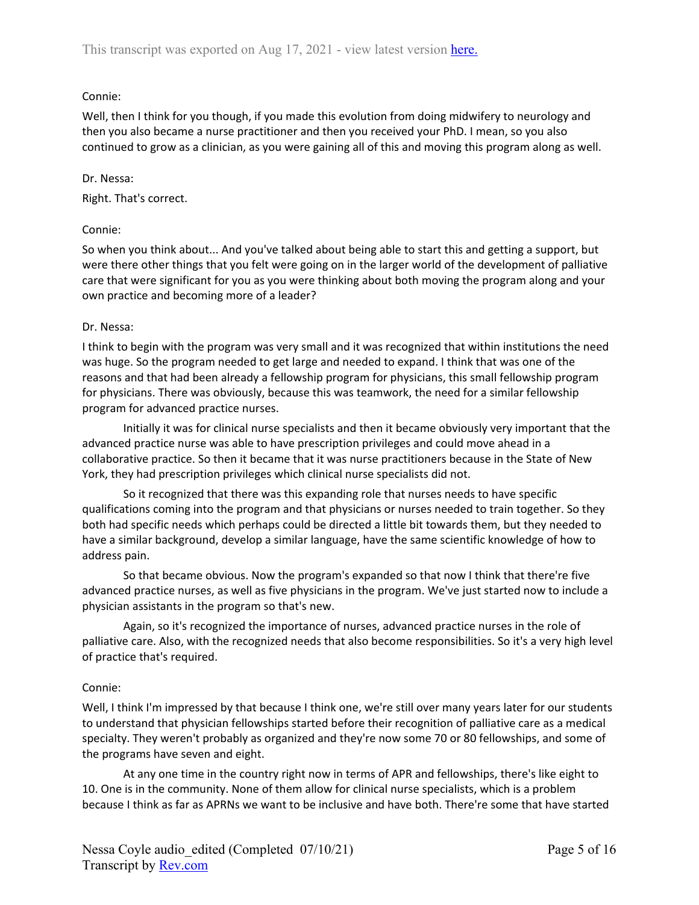Connie:

Well, then I think for you though, if you made this evolution from doing midwifery to neurology and then you also became a nurse practitioner and then you received your PhD. I mean, so you also continued to grow as a clinician, as you were gaining all of this and moving this program along as well.

Dr. Nessa:

Right. That's correct.

Connie:

So when you think about... And you've talked about being able to start this and getting a support, but were there other things that you felt were going on in the larger world of the development of palliative care that were significant for you as you were thinking about both moving the program along and your own practice and becoming more of a leader?

Dr. Nessa:

I think to begin with the program was very small and it was recognized that within institutions the need was huge. So the program needed to get large and needed to expand. I think that was one of the reasons and that had been already a fellowship program for physicians, this small fellowship program for physicians. There was obviously, because this was teamwork, the need for a similar fellowship program for advanced practice nurses.

Initially it was for clinical nurse specialists and then it became obviously very important that the advanced practice nurse was able to have prescription privileges and could move ahead in a collaborative practice. So then it became that it was nurse practitioners because in the State of New York, they had prescription privileges which clinical nurse specialists did not.

So it recognized that there was this expanding role that nurses needs to have specific qualifications coming into the program and that physicians or nurses needed to train together. So they both had specific needs which perhaps could be directed a little bit towards them, but they needed to have a similar background, develop a similar language, have the same scientific knowledge of how to address pain.

So that became obvious. Now the program's expanded so that now I think that there're five advanced practice nurses, as well as five physicians in the program. We've just started now to include a physician assistants in the program so that's new.

Again, so it's recognized the importance of nurses, advanced practice nurses in the role of palliative care. Also, with the recognized needs that also become responsibilities. So it's a very high level of practice that's required.

Connie:

Well, I think I'm impressed by that because I think one, we're still over many years later for our students to understand that physician fellowships started before their recognition of palliative care as a medical specialty. They weren't probably as organized and they're now some 70 or 80 fellowships, and some of the programs have seven and eight.

At any one time in the country right now in terms of APR and fellowships, there's like eight to 10. One is in the community. None of them allow for clinical nurse specialists, which is a problem because I think as far as APRNs we want to be inclusive and have both. There're some that have started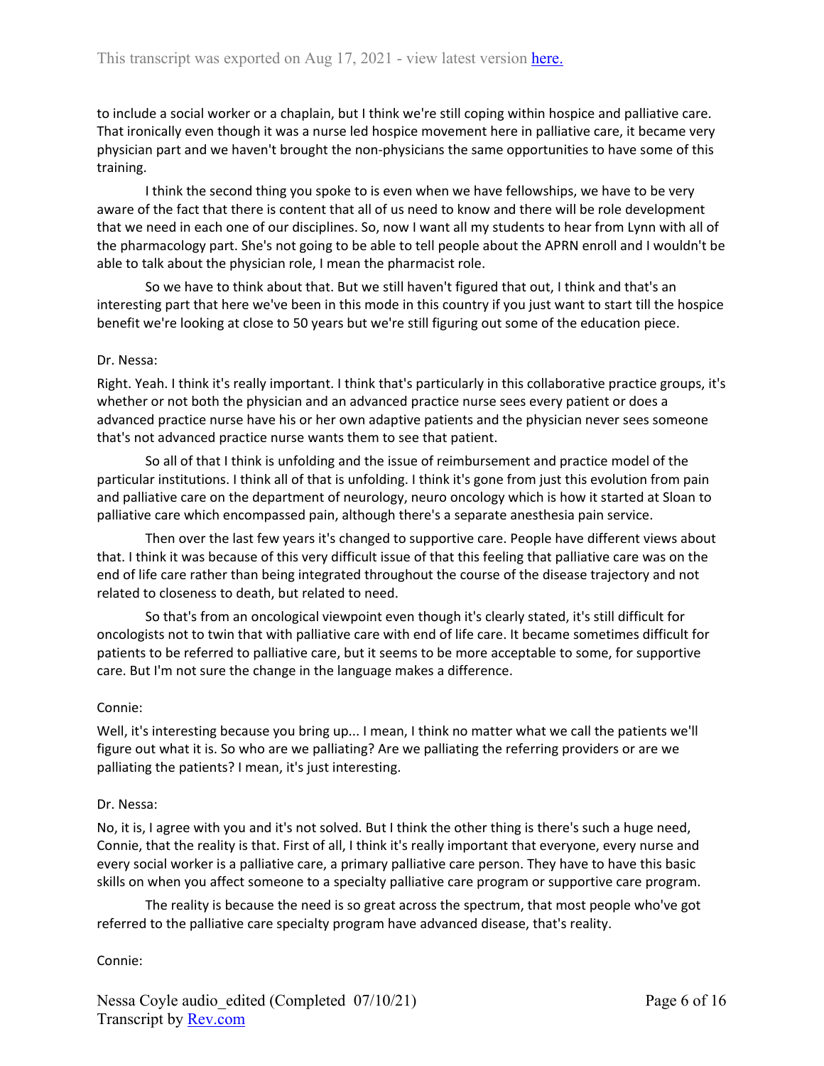to include a social worker or a chaplain, but I think we're still coping within hospice and palliative care. That ironically even though it was a nurse led hospice movement here in palliative care, it became very physician part and we haven't brought the non-physicians the same opportunities to have some of this training.

I think the second thing you spoke to is even when we have fellowships, we have to be very aware of the fact that there is content that all of us need to know and there will be role development that we need in each one of our disciplines. So, now I want all my students to hear from Lynn with all of the pharmacology part. She's not going to be able to tell people about the APRN enroll and I wouldn't be able to talk about the physician role, I mean the pharmacist role.

So we have to think about that. But we still haven't figured that out, I think and that's an interesting part that here we've been in this mode in this country if you just want to start till the hospice benefit we're looking at close to 50 years but we're still figuring out some of the education piece.

Dr. Nessa:

Right. Yeah. I think it's really important. I think that's particularly in this collaborative practice groups, it's whether or not both the physician and an advanced practice nurse sees every patient or does a advanced practice nurse have his or her own adaptive patients and the physician never sees someone that's not advanced practice nurse wants them to see that patient.

So all of that I think is unfolding and the issue of reimbursement and practice model of the particular institutions. I think all of that is unfolding. I think it's gone from just this evolution from pain and palliative care on the department of neurology, neuro oncology which is how it started at Sloan to palliative care which encompassed pain, although there's a separate anesthesia pain service.

Then over the last few years it's changed to supportive care. People have different views about that. I think it was because of this very difficult issue of that this feeling that palliative care was on the end of life care rather than being integrated throughout the course of the disease trajectory and not related to closeness to death, but related to need.

So that's from an oncological viewpoint even though it's clearly stated, it's still difficult for oncologists not to twin that with palliative care with end of life care. It became sometimes difficult for patients to be referred to palliative care, but it seems to be more acceptable to some, for supportive care. But I'm not sure the change in the language makes a difference.

Connie:

Well, it's interesting because you bring up... I mean, I think no matter what we call the patients we'll figure out what it is. So who are we palliating? Are we palliating the referring providers or are we palliating the patients? I mean, it's just interesting.

Dr. Nessa:

No, it is, I agree with you and it's not solved. But I think the other thing is there's such a huge need, Connie, that the reality is that. First of all, I think it's really important that everyone, every nurse and every social worker is a palliative care, a primary palliative care person. They have to have this basic skills on when you affect someone to a specialty palliative care program or supportive care program.

The reality is because the need is so great across the spectrum, that most people who've got referred to the palliative care specialty program have advanced disease, that's reality.

Connie: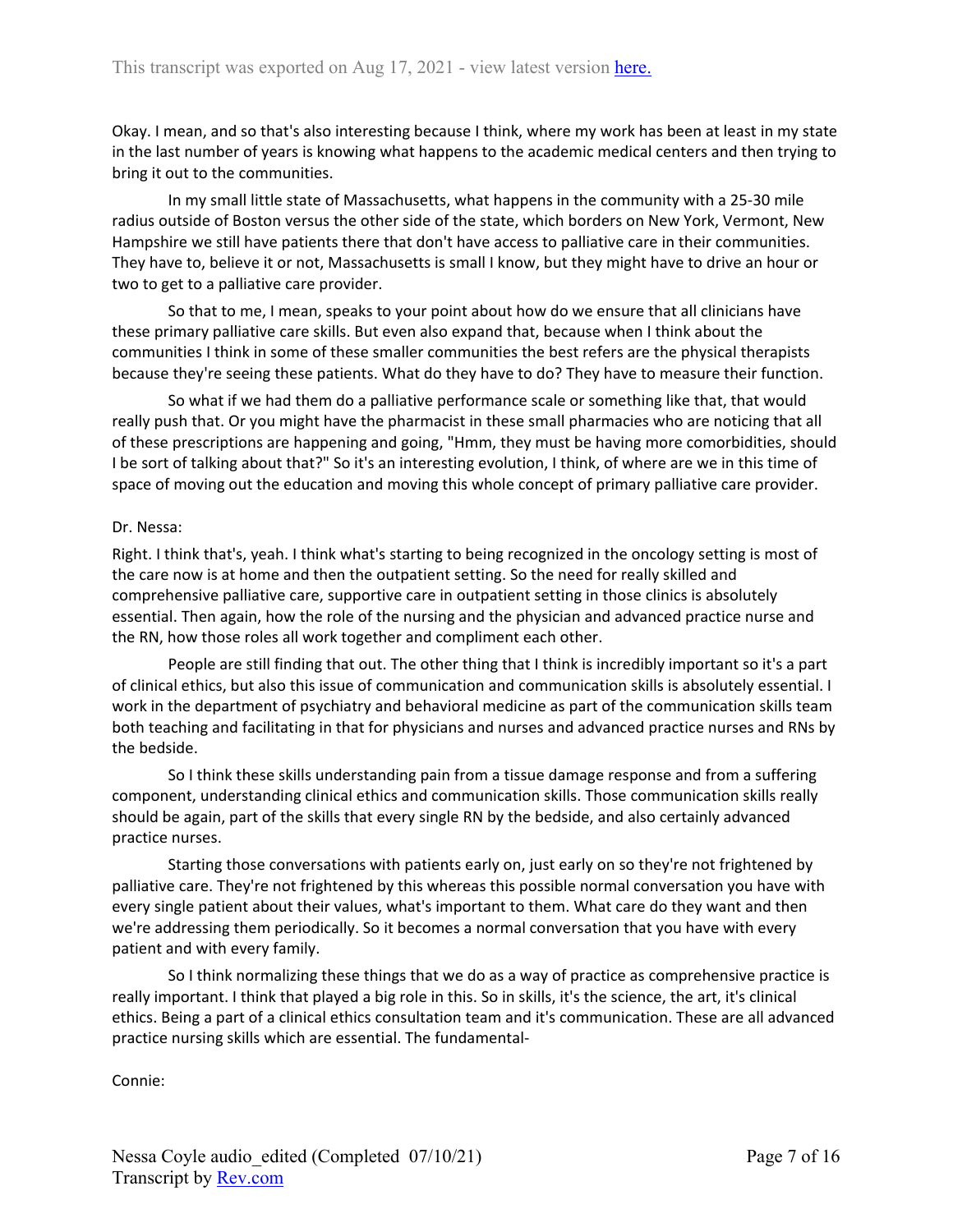Okay. I mean, and so that's also interesting because I think, where my work has been at least in my state in the last number of years is knowing what happens to the academic medical centers and then trying to bring it out to the communities.

In my small little state of Massachusetts, what happens in the community with a 25-30 mile radius outside of Boston versus the other side of the state, which borders on New York, Vermont, New Hampshire we still have patients there that don't have access to palliative care in their communities. They have to, believe it or not, Massachusetts is small I know, but they might have to drive an hour or two to get to a palliative care provider.

So that to me, I mean, speaks to your point about how do we ensure that all clinicians have these primary palliative care skills. But even also expand that, because when I think about the communities I think in some of these smaller communities the best refers are the physical therapists because they're seeing these patients. What do they have to do? They have to measure their function.

So what if we had them do a palliative performance scale or something like that, that would really push that. Or you might have the pharmacist in these small pharmacies who are noticing that all of these prescriptions are happening and going, "Hmm, they must be having more comorbidities, should I be sort of talking about that?" So it's an interesting evolution, I think, of where are we in this time of space of moving out the education and moving this whole concept of primary palliative care provider.

Dr. Nessa:

Right. I think that's, yeah. I think what's starting to being recognized in the oncology setting is most of the care now is at home and then the outpatient setting. So the need for really skilled and comprehensive palliative care, supportive care in outpatient setting in those clinics is absolutely essential. Then again, how the role of the nursing and the physician and advanced practice nurse and the RN, how those roles all work together and compliment each other.

People are still finding that out. The other thing that I think is incredibly important so it's a part of clinical ethics, but also this issue of communication and communication skills is absolutely essential. I work in the department of psychiatry and behavioral medicine as part of the communication skills team both teaching and facilitating in that for physicians and nurses and advanced practice nurses and RNs by the bedside.

So I think these skills understanding pain from a tissue damage response and from a suffering component, understanding clinical ethics and communication skills. Those communication skills really should be again, part of the skills that every single RN by the bedside, and also certainly advanced practice nurses.

Starting those conversations with patients early on, just early on so they're not frightened by palliative care. They're not frightened by this whereas this possible normal conversation you have with every single patient about their values, what's important to them. What care do they want and then we're addressing them periodically. So it becomes a normal conversation that you have with every patient and with every family.

So I think normalizing these things that we do as a way of practice as comprehensive practice is really important. I think that played a big role in this. So in skills, it's the science, the art, it's clinical ethics. Being a part of a clinical ethics consultation team and it's communication. These are all advanced practice nursing skills which are essential. The fundamental-

Connie: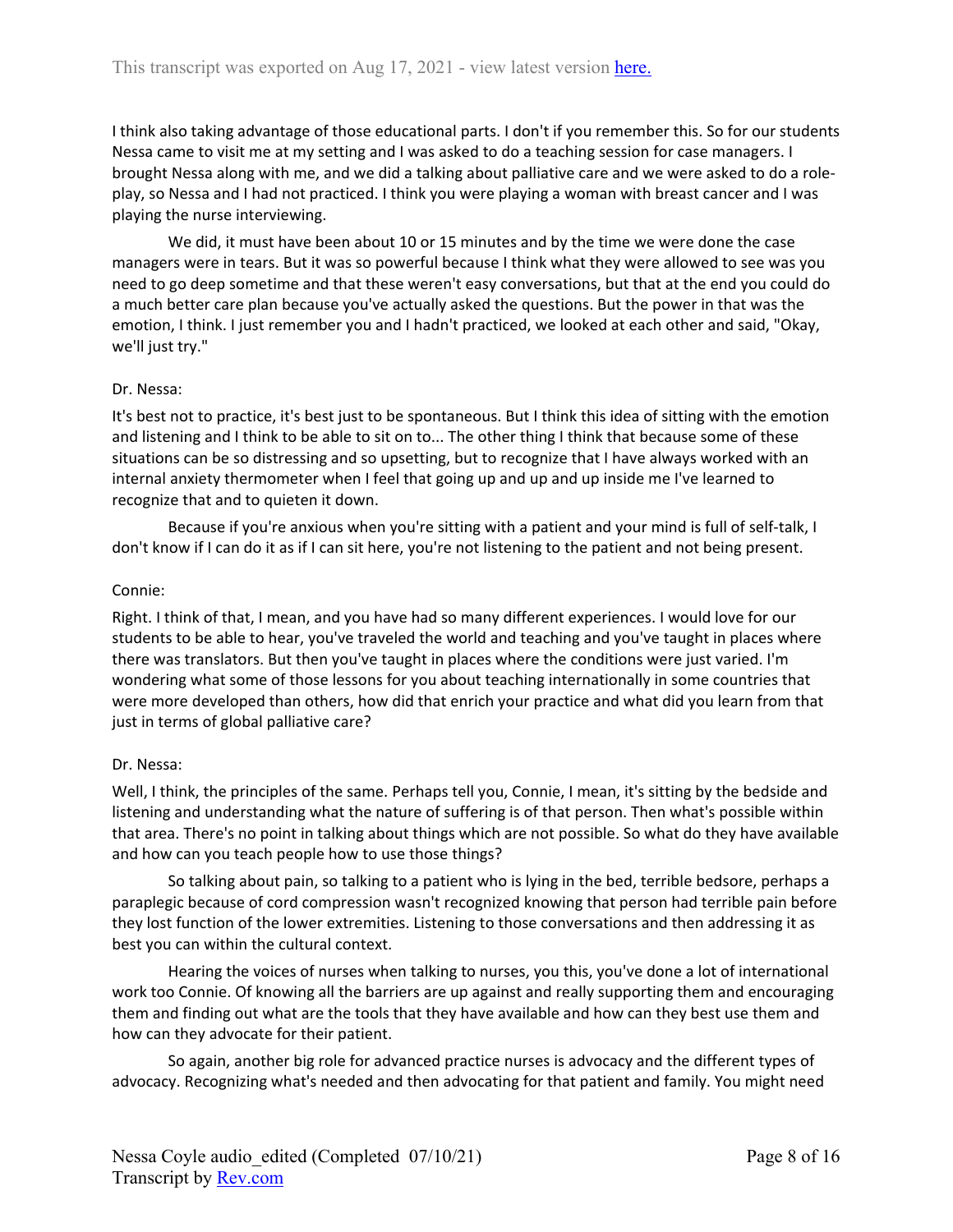I think also taking advantage of those educational parts. I don't if you remember this. So for our students Nessa came to visit me at my setting and I was asked to do a teaching session for case managers. I brought Nessa along with me, and we did a talking about palliative care and we were asked to do a role-play, so Nessa and I had not practiced. I think you were playing a woman with breast cancer and I was playing the nurse interviewing.

We did, it must have been about 10 or 15 minutes and by the time we were done the case managers were in tears. But it was so powerful because I think what they were allowed to see was you need to go deep sometime and that these weren't easy conversations, but that at the end you could do a much better care plan because you've actually asked the questions. But the power in that was the emotion, I think. I just remember you and I hadn't practiced, we looked at each other and said, "Okay, we'll just try."

Dr. Nessa:

It's best not to practice, it's best just to be spontaneous. But I think this idea of sitting with the emotion and listening and I think to be able to sit on to... The other thing I think that because some of these situations can be so distressing and so upsetting, but to recognize that I have always worked with an internal anxiety thermometer when I feel that going up and up and up inside me I've learned to recognize that and to quieten it down.

Because if you're anxious when you're sitting with a patient and your mind is full of self-talk, I don't know if I can do it as if I can sit here, you're not listening to the patient and not being present.

Connie:

Right. I think of that, I mean, and you have had so many different experiences. I would love for our students to be able to hear, you've traveled the world and teaching and you've taught in places where there was translators. But then you've taught in places where the conditions were just varied. I'm wondering what some of those lessons for you about teaching internationally in some countries that were more developed than others, how did that enrich your practice and what did you learn from that just in terms of global palliative care?

Dr. Nessa:

Well, I think, the principles of the same. Perhaps tell you, Connie, I mean, it's sitting by the bedside and listening and understanding what the nature of suffering is of that person. Then what's possible within that area. There's no point in talking about things which are not possible. So what do they have available and how can you teach people how to use those things?

So talking about pain, so talking to a patient who is lying in the bed, terrible bedsore, perhaps a paraplegic because of cord compression wasn't recognized knowing that person had terrible pain before they lost function of the lower extremities. Listening to those conversations and then addressing it as best you can within the cultural context.

Hearing the voices of nurses when talking to nurses, you this, you've done a lot of international work too Connie. Of knowing all the barriers are up against and really supporting them and encouraging them and finding out what are the tools that they have available and how can they best use them and how can they advocate for their patient.

So again, another big role for advanced practice nurses is advocacy and the different types of advocacy. Recognizing what's needed and then advocating for that patient and family. You might need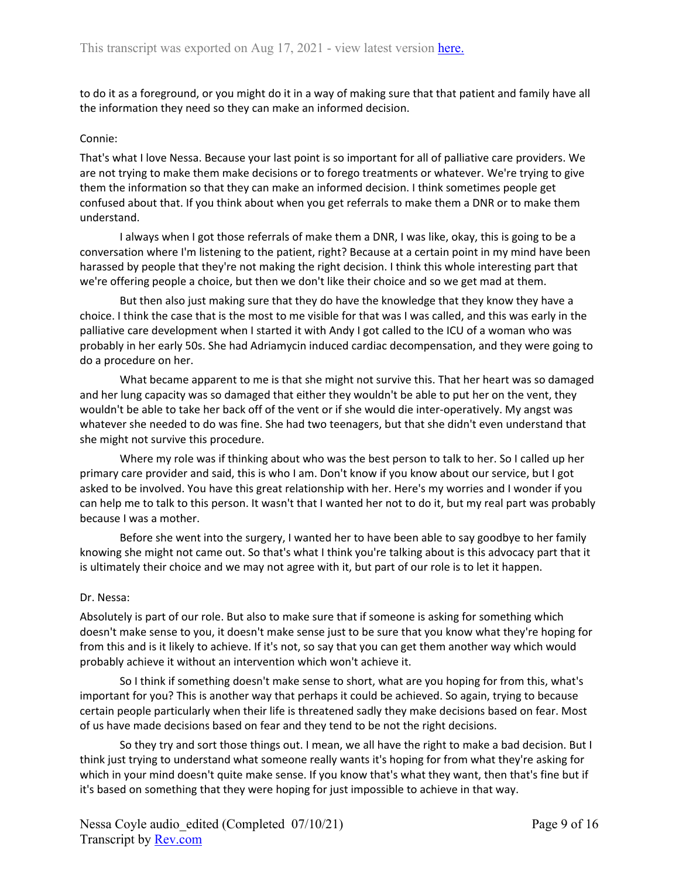to do it as a foreground, or you might do it in a way of making sure that that patient and family have all the information they need so they can make an informed decision.

Connie:

That's what I love Nessa. Because your last point is so important for all of palliative care providers. We are not trying to make them make decisions or to forego treatments or whatever. We're trying to give them the information so that they can make an informed decision. I think sometimes people get confused about that. If you think about when you get referrals to make them a DNR or to make them understand.

I always when I got those referrals of make them a DNR, I was like, okay, this is going to be a conversation where I'm listening to the patient, right? Because at a certain point in my mind have been harassed by people that they're not making the right decision. I think this whole interesting part that we're offering people a choice, but then we don't like their choice and so we get mad at them.

But then also just making sure that they do have the knowledge that they know they have a choice. I think the case that is the most to me visible for that was I was called, and this was early in the palliative care development when I started it with Andy I got called to the ICU of a woman who was probably in her early 50s. She had Adriamycin induced cardiac decompensation, and they were going to do a procedure on her.

What became apparent to me is that she might not survive this. That her heart was so damaged and her lung capacity was so damaged that either they wouldn't be able to put her on the vent, they wouldn't be able to take her back off of the vent or if she would die inter-operatively. My angst was whatever she needed to do was fine. She had two teenagers, but that she didn't even understand that she might not survive this procedure.

Where my role was if thinking about who was the best person to talk to her. So I called up her primary care provider and said, this is who I am. Don't know if you know about our service, but I got asked to be involved. You have this great relationship with her. Here's my worries and I wonder if you can help me to talk to this person. It wasn't that I wanted her not to do it, but my real part was probably because I was a mother.

Before she went into the surgery, I wanted her to have been able to say goodbye to her family knowing she might not came out. So that's what I think you're talking about is this advocacy part that it is ultimately their choice and we may not agree with it, but part of our role is to let it happen.

Dr. Nessa:

Absolutely is part of our role. But also to make sure that if someone is asking for something which doesn't make sense to you, it doesn't make sense just to be sure that you know what they're hoping for from this and is it likely to achieve. If it's not, so say that you can get them another way which would probably achieve it without an intervention which won't achieve it.

So I think if something doesn't make sense to short, what are you hoping for from this, what's important for you? This is another way that perhaps it could be achieved. So again, trying to because certain people particularly when their life is threatened sadly they make decisions based on fear. Most of us have made decisions based on fear and they tend to be not the right decisions.

So they try and sort those things out. I mean, we all have the right to make a bad decision. But I think just trying to understand what someone really wants it's hoping for from what they're asking for which in your mind doesn't quite make sense. If you know that's what they want, then that's fine but if it's based on something that they were hoping for just impossible to achieve in that way.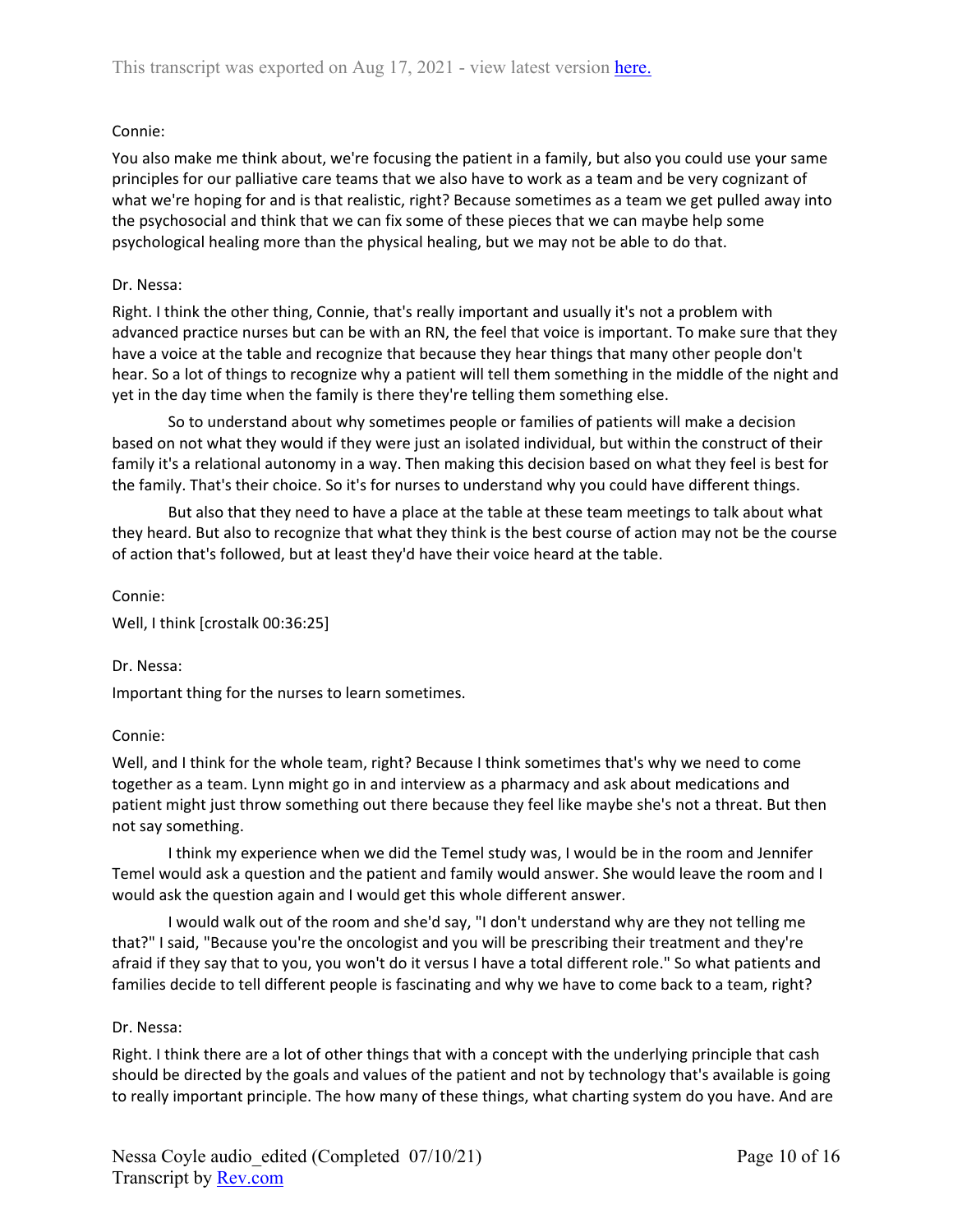Connie:

You also make me think about, we're focusing the patient in a family, but also you could use your same principles for our palliative care teams that we also have to work as a team and be very cognizant of what we're hoping for and is that realistic, right? Because sometimes as a team we get pulled away into the psychosocial and think that we can fix some of these pieces that we can maybe help some psychological healing more than the physical healing, but we may not be able to do that.

Dr. Nessa:

Right. I think the other thing, Connie, that's really important and usually it's not a problem with advanced practice nurses but can be with an RN, the feel that voice is important. To make sure that they have a voice at the table and recognize that because they hear things that many other people don't hear. So a lot of things to recognize why a patient will tell them something in the middle of the night and yet in the day time when the family is there they're telling them something else.

So to understand about why sometimes people or families of patients will make a decision based on not what they would if they were just an isolated individual, but within the construct of their family it's a relational autonomy in a way. Then making this decision based on what they feel is best for the family. That's their choice. So it's for nurses to understand why you could have different things.

But also that they need to have a place at the table at these team meetings to talk about what they heard. But also to recognize that what they think is the best course of action may not be the course of action that's followed, but at least they'd have their voice heard at the table.

Connie:

Well, I think [crostalk 00:36:25]

Dr. Nessa:

Important thing for the nurses to learn sometimes.

Connie:

Well, and I think for the whole team, right? Because I think sometimes that's why we need to come together as a team. Lynn might go in and interview as a pharmacy and ask about medications and patient might just throw something out there because they feel like maybe she's not a threat. But then not say something.

I think my experience when we did the Temel study was, I would be in the room and Jennifer Temel would ask a question and the patient and family would answer. She would leave the room and I would ask the question again and I would get this whole different answer.

I would walk out of the room and she'd say, "I don't understand why are they not telling me that?" I said, "Because you're the oncologist and you will be prescribing their treatment and they're afraid if they say that to you, you won't do it versus I have a total different role." So what patients and families decide to tell different people is fascinating and why we have to come back to a team, right?

Dr. Nessa:

Right. I think there are a lot of other things that with a concept with the underlying principle that cash should be directed by the goals and values of the patient and not by technology that's available is going to really important principle. The how many of these things, what charting system do you have. And are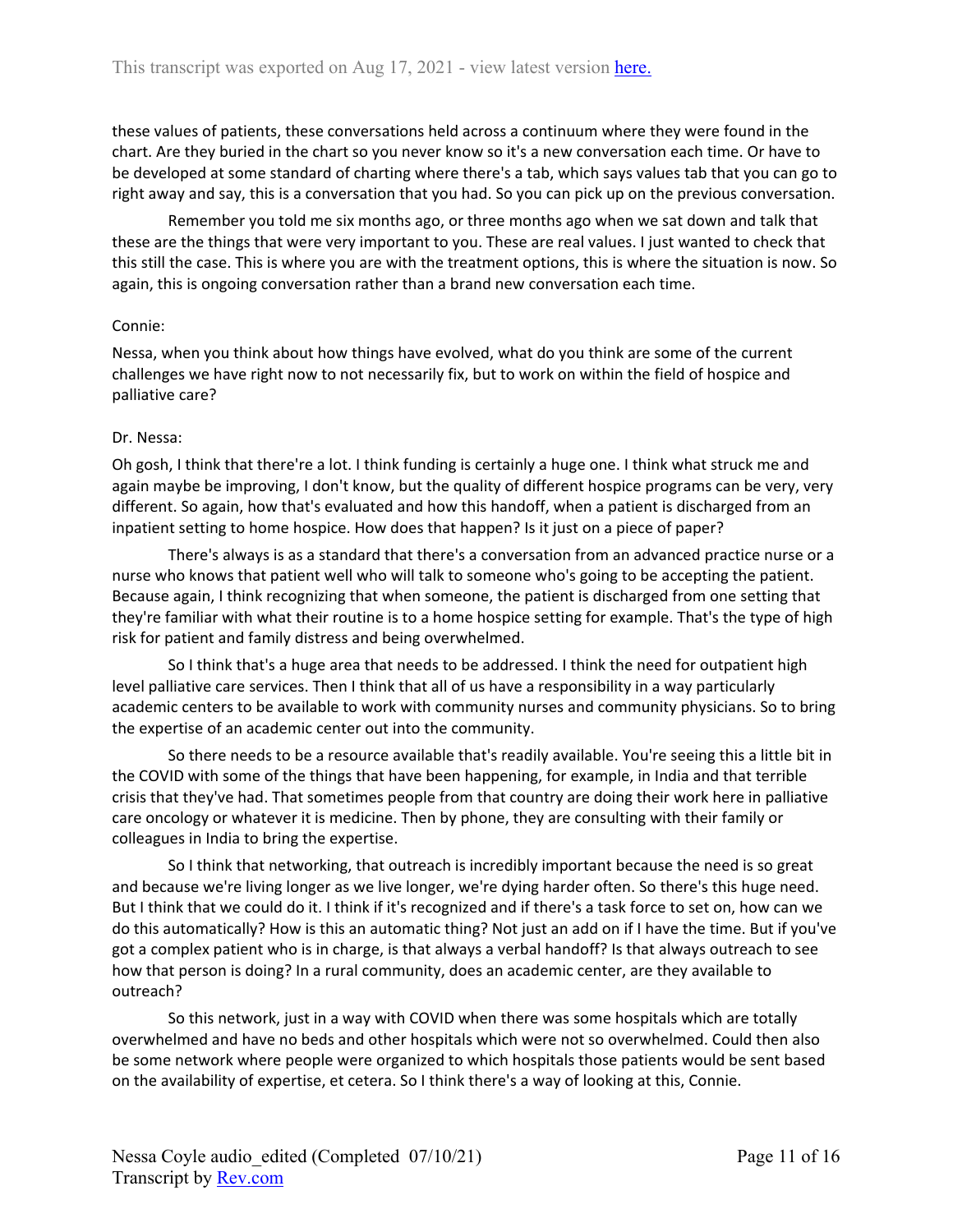these values of patients, these conversations held across a continuum where they were found in the chart. Are they buried in the chart so you never know so it's a new conversation each time. Or have to be developed at some standard of charting where there's a tab, which says values tab that you can go to right away and say, this is a conversation that you had. So you can pick up on the previous conversation.

Remember you told me six months ago, or three months ago when we sat down and talk that these are the things that were very important to you. These are real values. I just wanted to check that this still the case. This is where you are with the treatment options, this is where the situation is now. So again, this is ongoing conversation rather than a brand new conversation each time.

Connie:

Nessa, when you think about how things have evolved, what do you think are some of the current challenges we have right now to not necessarily fix, but to work on within the field of hospice and palliative care?

Dr. Nessa:

Oh gosh, I think that there're a lot. I think funding is certainly a huge one. I think what struck me and again maybe be improving, I don't know, but the quality of different hospice programs can be very, very different. So again, how that's evaluated and how this handoff, when a patient is discharged from an inpatient setting to home hospice. How does that happen? Is it just on a piece of paper?

There's always is as a standard that there's a conversation from an advanced practice nurse or a nurse who knows that patient well who will talk to someone who's going to be accepting the patient. Because again, I think recognizing that when someone, the patient is discharged from one setting that they're familiar with what their routine is to a home hospice setting for example. That's the type of high risk for patient and family distress and being overwhelmed.

So I think that's a huge area that needs to be addressed. I think the need for outpatient high level palliative care services. Then I think that all of us have a responsibility in a way particularly academic centers to be available to work with community nurses and community physicians. So to bring the expertise of an academic center out into the community.

So there needs to be a resource available that's readily available. You're seeing this a little bit in the COVID with some of the things that have been happening, for example, in India and that terrible crisis that they've had. That sometimes people from that country are doing their work here in palliative care oncology or whatever it is medicine. Then by phone, they are consulting with their family or colleagues in India to bring the expertise.

So I think that networking, that outreach is incredibly important because the need is so great and because we're living longer as we live longer, we're dying harder often. So there's this huge need. But I think that we could do it. I think if it's recognized and if there's a task force to set on, how can we do this automatically? How is this an automatic thing? Not just an add on if I have the time. But if you've got a complex patient who is in charge, is that always a verbal handoff? Is that always outreach to see how that person is doing? In a rural community, does an academic center, are they available to outreach?

So this network, just in a way with COVID when there was some hospitals which are totally overwhelmed and have no beds and other hospitals which were not so overwhelmed. Could then also be some network where people were organized to which hospitals those patients would be sent based on the availability of expertise, et cetera. So I think there's a way of looking at this, Connie.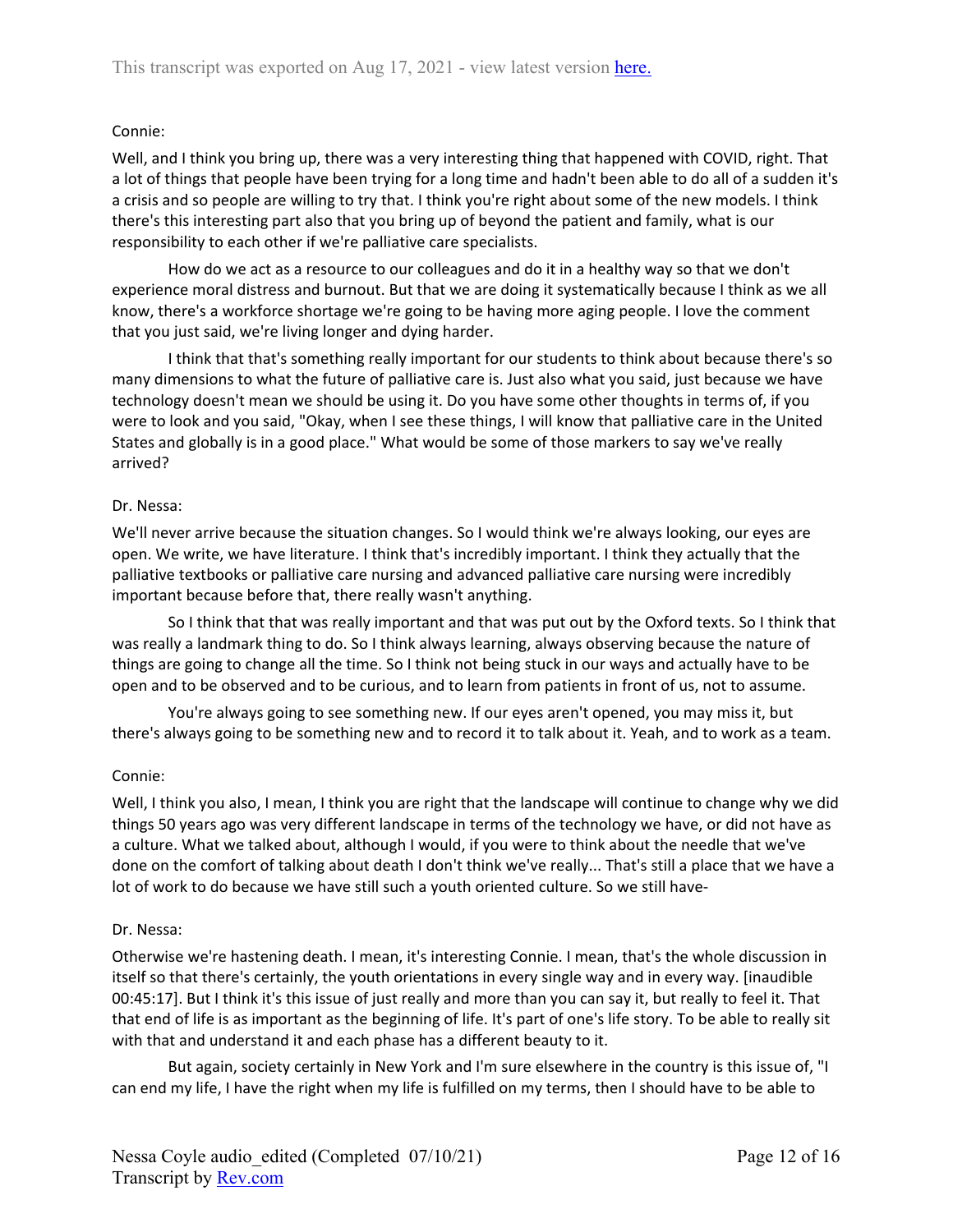Connie:

Well, and I think you bring up, there was a very interesting thing that happened with COVID, right. That a lot of things that people have been trying for a long time and hadn't been able to do all of a sudden it's a crisis and so people are willing to try that. I think you're right about some of the new models. I think there's this interesting part also that you bring up of beyond the patient and family, what is our responsibility to each other if we're palliative care specialists.

How do we act as a resource to our colleagues and do it in a healthy way so that we don't experience moral distress and burnout. But that we are doing it systematically because I think as we all know, there's a workforce shortage we're going to be having more aging people. I love the comment that you just said, we're living longer and dying harder.

I think that that's something really important for our students to think about because there's so many dimensions to what the future of palliative care is. Just also what you said, just because we have technology doesn't mean we should be using it. Do you have some other thoughts in terms of, if you were to look and you said, "Okay, when I see these things, I will know that palliative care in the United States and globally is in a good place." What would be some of those markers to say we've really arrived?

Dr. Nessa:

We'll never arrive because the situation changes. So I would think we're always looking, our eyes are open. We write, we have literature. I think that's incredibly important. I think they actually that the palliative textbooks or palliative care nursing and advanced palliative care nursing were incredibly important because before that, there really wasn't anything.

So I think that that was really important and that was put out by the Oxford texts. So I think that was really a landmark thing to do. So I think always learning, always observing because the nature of things are going to change all the time. So I think not being stuck in our ways and actually have to be open and to be observed and to be curious, and to learn from patients in front of us, not to assume.

You're always going to see something new. If our eyes aren't opened, you may miss it, but there's always going to be something new and to record it to talk about it. Yeah, and to work as a team.

Connie:

Well, I think you also, I mean, I think you are right that the landscape will continue to change why we did things 50 years ago was very different landscape in terms of the technology we have, or did not have as a culture. What we talked about, although I would, if you were to think about the needle that we've done on the comfort of talking about death I don't think we've really... That's still a place that we have a lot of work to do because we have still such a youth oriented culture. So we still have-

Dr. Nessa:

Otherwise we're hastening death. I mean, it's interesting Connie. I mean, that's the whole discussion in itself so that there's certainly, the youth orientations in every single way and in every way. [inaudible 00:45:17]. But I think it's this issue of just really and more than you can say it, but really to feel it. That that end of life is as important as the beginning of life. It's part of one's life story. To be able to really sit with that and understand it and each phase has a different beauty to it.

But again, society certainly in New York and I'm sure elsewhere in the country is this issue of, "I can end my life, I have the right when my life is fulfilled on my terms, then I should have to be able to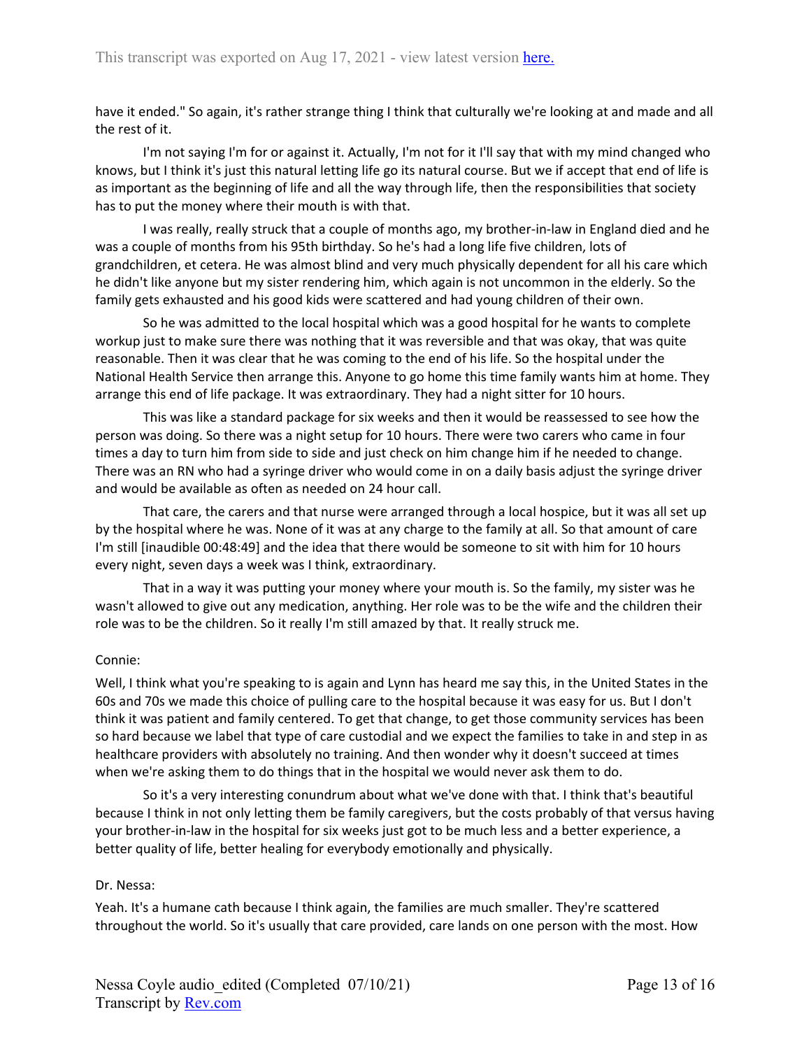have it ended." So again, it's rather strange thing I think that culturally we're looking at and made and all the rest of it.

I'm not saying I'm for or against it. Actually, I'm not for it I'll say that with my mind changed who knows, but I think it's just this natural letting life go its natural course. But we if accept that end of life is as important as the beginning of life and all the way through life, then the responsibilities that society has to put the money where their mouth is with that.

I was really, really struck that a couple of months ago, my brother-in-law in England died and he was a couple of months from his 95th birthday. So he's had a long life five children, lots of grandchildren, et cetera. He was almost blind and very much physically dependent for all his care which he didn't like anyone but my sister rendering him, which again is not uncommon in the elderly. So the family gets exhausted and his good kids were scattered and had young children of their own.

So he was admitted to the local hospital which was a good hospital for he wants to complete workup just to make sure there was nothing that it was reversible and that was okay, that was quite reasonable. Then it was clear that he was coming to the end of his life. So the hospital under the National Health Service then arrange this. Anyone to go home this time family wants him at home. They arrange this end of life package. It was extraordinary. They had a night sitter for 10 hours.

This was like a standard package for six weeks and then it would be reassessed to see how the person was doing. So there was a night setup for 10 hours. There were two carers who came in four times a day to turn him from side to side and just check on him change him if he needed to change. There was an RN who had a syringe driver who would come in on a daily basis adjust the syringe driver and would be available as often as needed on 24 hour call.

That care, the carers and that nurse were arranged through a local hospice, but it was all set up by the hospital where he was. None of it was at any charge to the family at all. So that amount of care I'm still [inaudible 00:48:49] and the idea that there would be someone to sit with him for 10 hours every night, seven days a week was I think, extraordinary.

That in a way it was putting your money where your mouth is. So the family, my sister was he wasn't allowed to give out any medication, anything. Her role was to be the wife and the children their role was to be the children. So it really I'm still amazed by that. It really struck me.

Connie:

Well, I think what you're speaking to is again and Lynn has heard me say this, in the United States in the 60s and 70s we made this choice of pulling care to the hospital because it was easy for us. But I don't think it was patient and family centered. To get that change, to get those community services has been so hard because we label that type of care custodial and we expect the families to take in and step in as healthcare providers with absolutely no training. And then wonder why it doesn't succeed at times when we're asking them to do things that in the hospital we would never ask them to do.

So it's a very interesting conundrum about what we've done with that. I think that's beautiful because I think in not only letting them be family caregivers, but the costs probably of that versus having your brother-in-law in the hospital for six weeks just got to be much less and a better experience, a better quality of life, better healing for everybody emotionally and physically.

Dr. Nessa:

Yeah. It's a humane cath because I think again, the families are much smaller. They're scattered throughout the world. So it's usually that care provided, care lands on one person with the most. How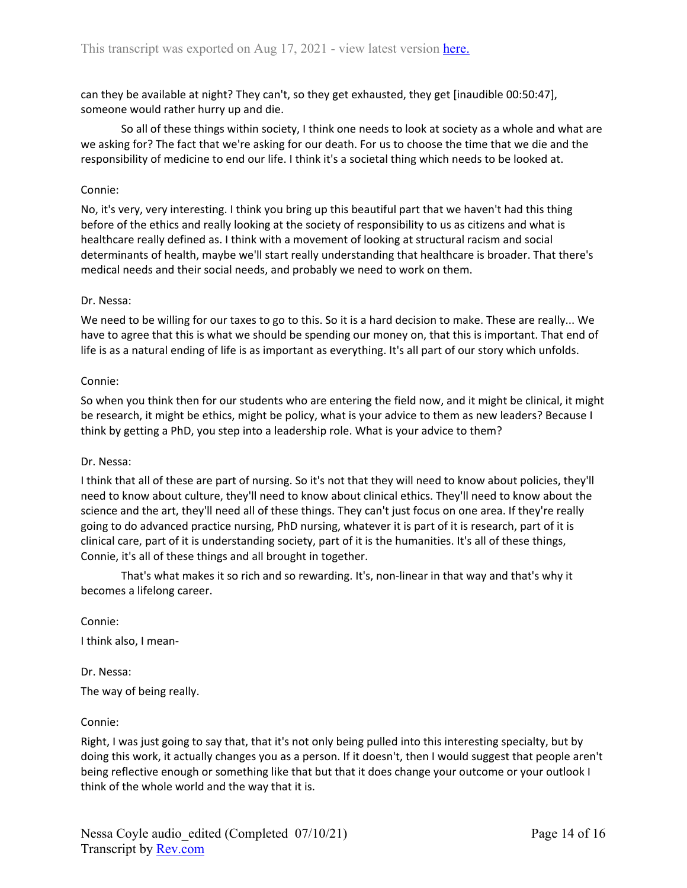can they be available at night? They can't, so they get exhausted, they get [inaudible 00:50:47], someone would rather hurry up and die.

So all of these things within society, I think one needs to look at society as a whole and what are we asking for? The fact that we're asking for our death. For us to choose the time that we die and the responsibility of medicine to end our life. I think it's a societal thing which needs to be looked at.

Connie:

No, it's very, very interesting. I think you bring up this beautiful part that we haven't had this thing before of the ethics and really looking at the society of responsibility to us as citizens and what is healthcare really defined as. I think with a movement of looking at structural racism and social determinants of health, maybe we'll start really understanding that healthcare is broader. That there's medical needs and their social needs, and probably we need to work on them.

Dr. Nessa:

We need to be willing for our taxes to go to this. So it is a hard decision to make. These are really... We have to agree that this is what we should be spending our money on, that this is important. That end of life is as a natural ending of life is as important as everything. It's all part of our story which unfolds.

Connie:

So when you think then for our students who are entering the field now, and it might be clinical, it might be research, it might be ethics, might be policy, what is your advice to them as new leaders? Because I think by getting a PhD, you step into a leadership role. What is your advice to them?

Dr. Nessa:

I think that all of these are part of nursing. So it's not that they will need to know about policies, they'll need to know about culture, they'll need to know about clinical ethics. They'll need to know about the science and the art, they'll need all of these things. They can't just focus on one area. If they're really going to do advanced practice nursing, PhD nursing, whatever it is part of it is research, part of it is clinical care, part of it is understanding society, part of it is the humanities. It's all of these things, Connie, it's all of these things and all brought in together.

That's what makes it so rich and so rewarding. It's, non-linear in that way and that's why it becomes a lifelong career.

Connie:

I think also, I mean-

Dr. Nessa:

The way of being really.

Connie:

Right, I was just going to say that, that it's not only being pulled into this interesting specialty, but by doing this work, it actually changes you as a person. If it doesn't, then I would suggest that people aren't being reflective enough or something like that but that it does change your outcome or your outlook I think of the whole world and the way that it is.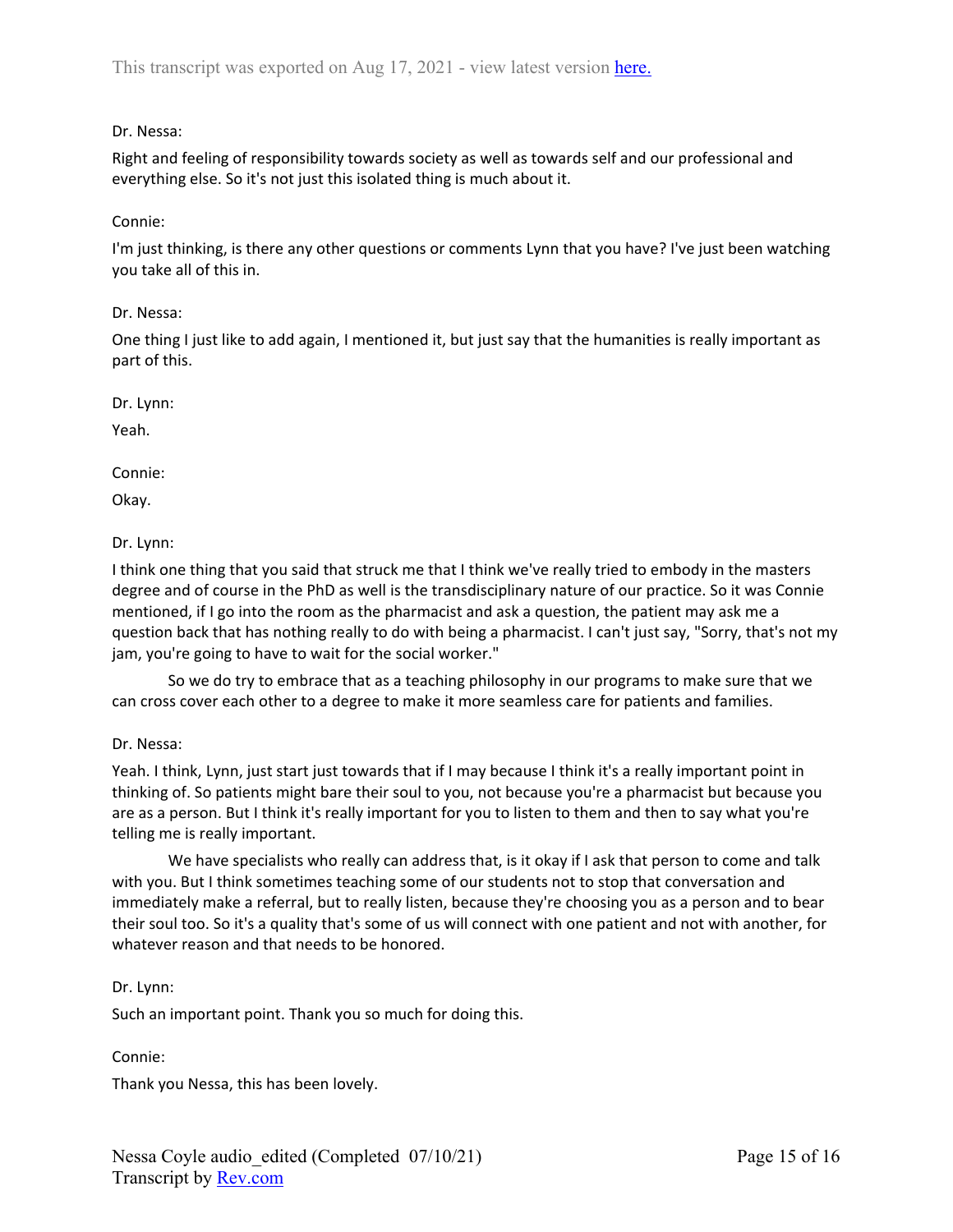Dr. Nessa:

Right and feeling of responsibility towards society as well as towards self and our professional and everything else. So it's not just this isolated thing is much about it.

Connie:

I'm just thinking, is there any other questions or comments Lynn that you have? I've just been watching you take all of this in.

Dr. Nessa:

One thing I just like to add again, I mentioned it, but just say that the humanities is really important as part of this.

Dr. Lynn:

Yeah.

Connie:

Okay.

Dr. Lynn:

I think one thing that you said that struck me that I think we've really tried to embody in the masters degree and of course in the PhD as well is the transdisciplinary nature of our practice. So it was Connie mentioned, if I go into the room as the pharmacist and ask a question, the patient may ask me a question back that has nothing really to do with being a pharmacist. I can't just say, "Sorry, that's not my jam, you're going to have to wait for the social worker."

So we do try to embrace that as a teaching philosophy in our programs to make sure that we can cross cover each other to a degree to make it more seamless care for patients and families.

Dr. Nessa:

Yeah. I think, Lynn, just start just towards that if I may because I think it's a really important point in thinking of. So patients might bare their soul to you, not because you're a pharmacist but because you are as a person. But I think it's really important for you to listen to them and then to say what you're telling me is really important.

We have specialists who really can address that, is it okay if I ask that person to come and talk with you. But I think sometimes teaching some of our students not to stop that conversation and immediately make a referral, but to really listen, because they're choosing you as a person and to bear their soul too. So it's a quality that's some of us will connect with one patient and not with another, for whatever reason and that needs to be honored.

Dr. Lynn:

Such an important point. Thank you so much for doing this.

Connie:

Thank you Nessa, this has been lovely.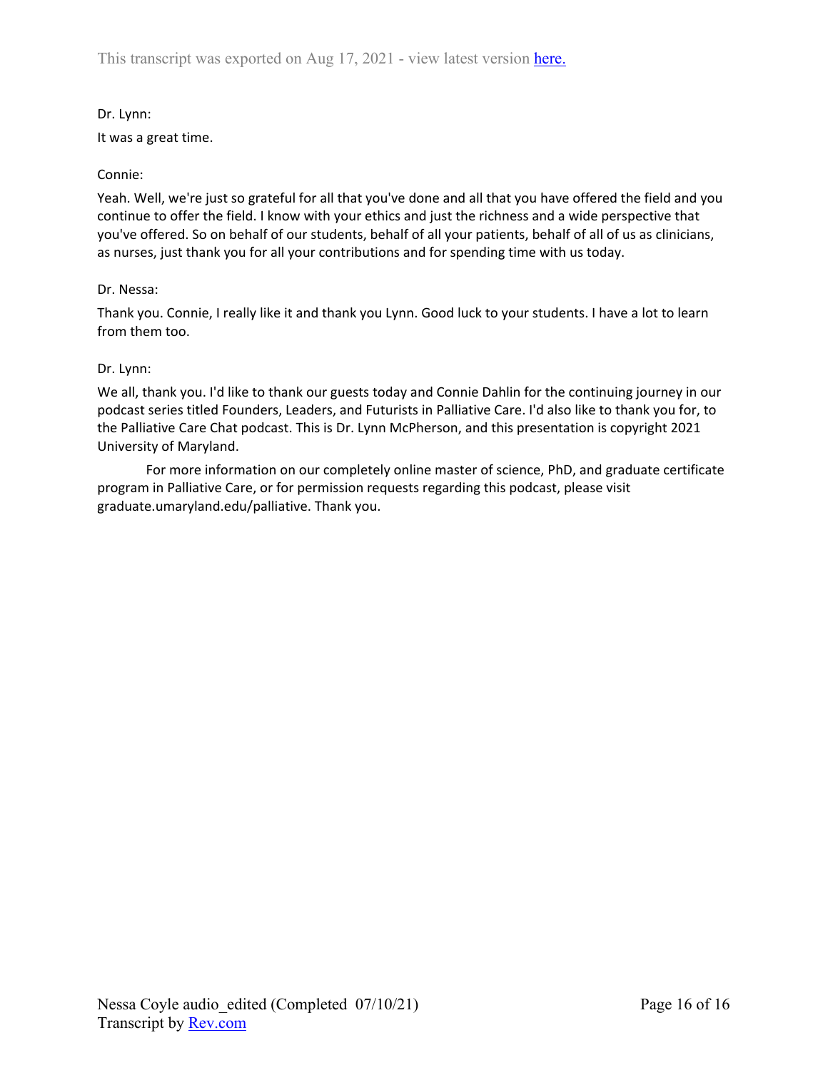Dr. Lynn:

It was a great time.

Connie:

Yeah. Well, we're just so grateful for all that you've done and all that you have offered the field and you continue to offer the field. I know with your ethics and just the richness and a wide perspective that you've offered. So on behalf of our students, behalf of all your patients, behalf of all of us as clinicians, as nurses, just thank you for all your contributions and for spending time with us today.

Dr. Nessa:

Thank you. Connie, I really like it and thank you Lynn. Good luck to your students. I have a lot to learn from them too.

Dr. Lynn:

We all, thank you. I'd like to thank our guests today and Connie Dahlin for the continuing journey in our podcast series titled Founders, Leaders, and Futurists in Palliative Care. I'd also like to thank you for, to the Palliative Care Chat podcast. This is Dr. Lynn McPherson, and this presentation is copyright 2021 University of Maryland.

For more information on our completely online master of science, PhD, and graduate certificate program in Palliative Care, or for permission requests regarding this podcast, please visit graduate.umaryland.edu/palliative. Thank you.